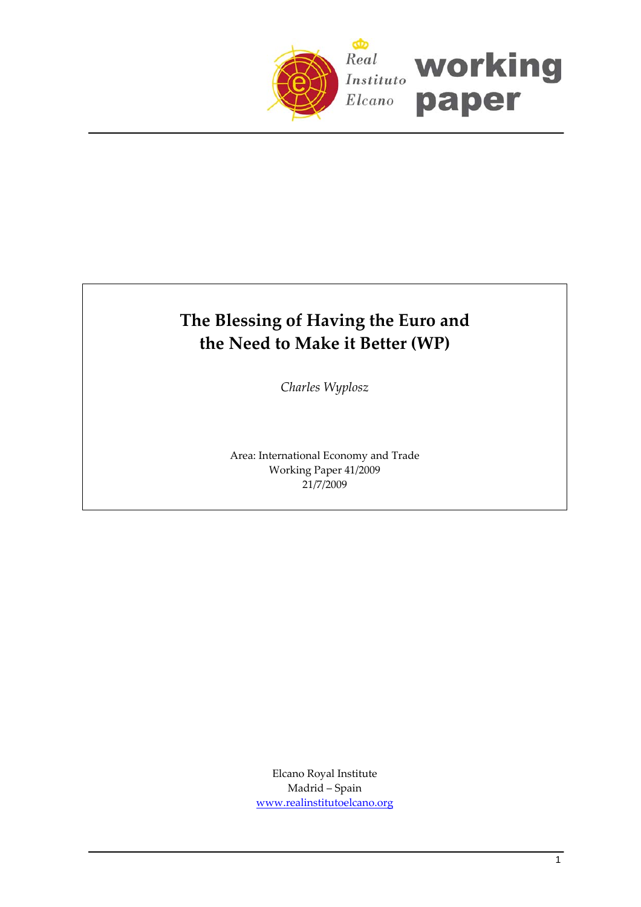# The Blessing of Having the Euro and the Need to Make it Better (WP)

*Charles Wyplosz*

Area: International Economy and Trade
Working Paper 41/2009
21/7/2009

Elcano Royal Institute
Madrid – Spain
www.realinstitutoelcano.org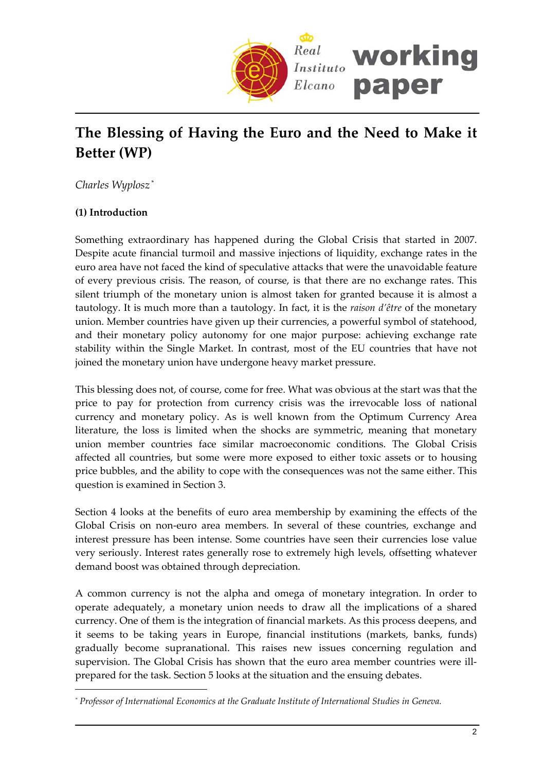# The Blessing of Having the Euro and the Need to Make it Better (WP)

*Charles Wyplosz* [*]

**(1) Introduction**

Something extraordinary has happened during the Global Crisis that started in 2007. Despite acute financial turmoil and massive injections of liquidity, exchange rates in the euro area have not faced the kind of speculative attacks that were the unavoidable feature of every previous crisis. The reason, of course, is that there are no exchange rates. This silent triumph of the monetary union is almost taken for granted because it is almost a tautology. It is much more than a tautology. In fact, it is the *raison d'être* of the monetary union. Member countries have given up their currencies, a powerful symbol of statehood, and their monetary policy autonomy for one major purpose: achieving exchange rate stability within the Single Market. In contrast, most of the EU countries that have not joined the monetary union have undergone heavy market pressure.

This blessing does not, of course, come for free. What was obvious at the start was that the price to pay for protection from currency crisis was the irrevocable loss of national currency and monetary policy. As is well known from the Optimum Currency Area literature, the loss is limited when the shocks are symmetric, meaning that monetary union member countries face similar macroeconomic conditions. The Global Crisis affected all countries, but some were more exposed to either toxic assets or to housing price bubbles, and the ability to cope with the consequences was not the same either. This question is examined in Section 3.

Section 4 looks at the benefits of euro area membership by examining the effects of the Global Crisis on non-euro area members. In several of these countries, exchange and interest pressure has been intense. Some countries have seen their currencies lose value very seriously. Interest rates generally rose to extremely high levels, offsetting whatever demand boost was obtained through depreciation.

A common currency is not the alpha and omega of monetary integration. In order to operate adequately, a monetary union needs to draw all the implications of a shared currency. One of them is the integration of financial markets. As this process deepens, and it seems to be taking years in Europe, financial institutions (markets, banks, funds) gradually become supranational. This raises new issues concerning regulation and supervision. The Global Crisis has shown that the euro area member countries were ill-prepared for the task. Section 5 looks at the situation and the ensuing debates.

---

[*] *Professor of International Economics at the Graduate Institute of International Studies in Geneva.*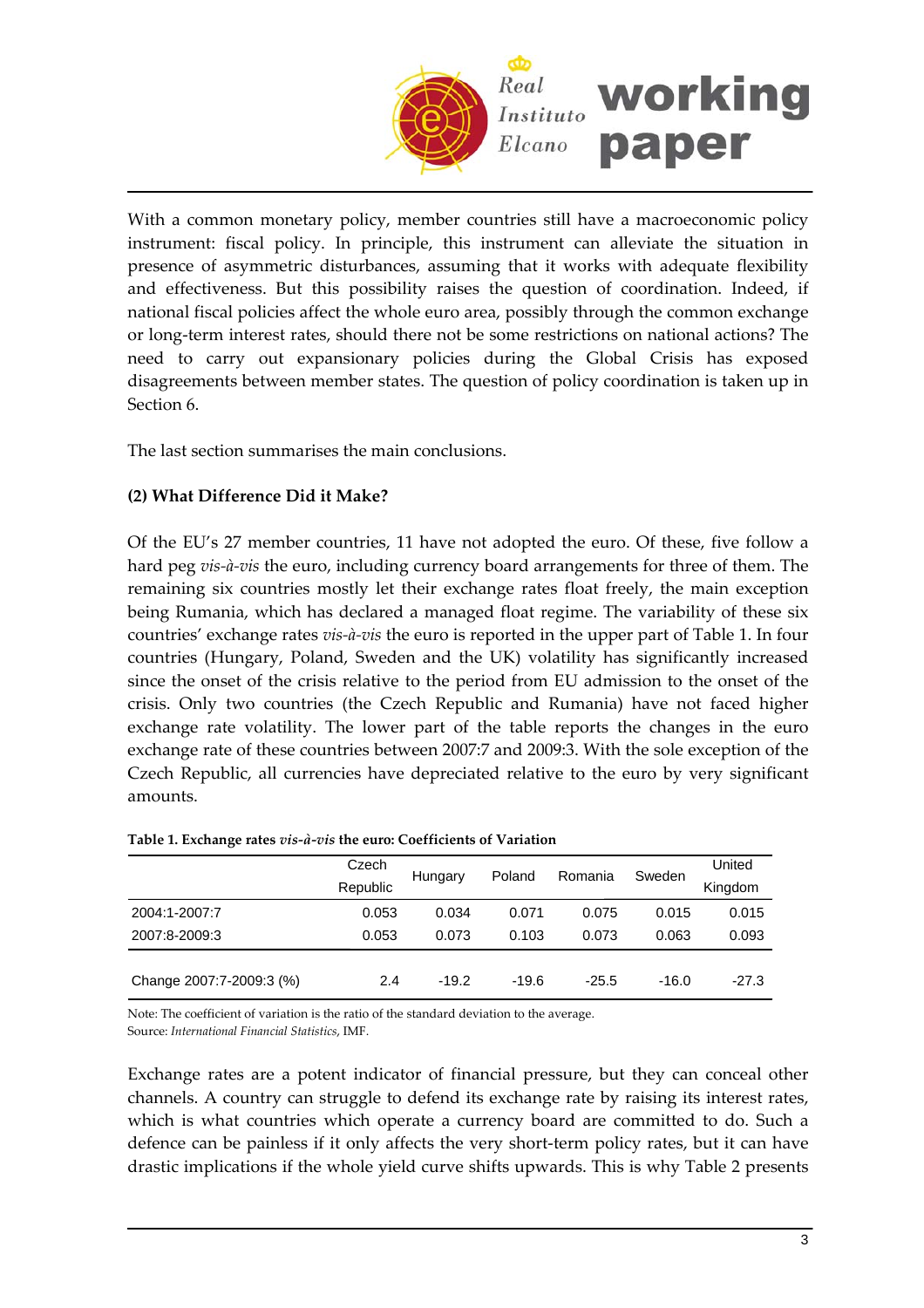With a common monetary policy, member countries still have a macroeconomic policy instrument: fiscal policy. In principle, this instrument can alleviate the situation in presence of asymmetric disturbances, assuming that it works with adequate flexibility and effectiveness. But this possibility raises the question of coordination. Indeed, if national fiscal policies affect the whole euro area, possibly through the common exchange or long-term interest rates, should there not be some restrictions on national actions? The need to carry out expansionary policies during the Global Crisis has exposed disagreements between member states. The question of policy coordination is taken up in Section 6.

The last section summarises the main conclusions.

### (2) What Difference Did it Make?

Of the EU's 27 member countries, 11 have not adopted the euro. Of these, five follow a hard peg *vis-à-vis* the euro, including currency board arrangements for three of them. The remaining six countries mostly let their exchange rates float freely, the main exception being Rumania, which has declared a managed float regime. The variability of these six countries' exchange rates *vis-à-vis* the euro is reported in the upper part of Table 1. In four countries (Hungary, Poland, Sweden and the UK) volatility has significantly increased since the onset of the crisis relative to the period from EU admission to the onset of the crisis. Only two countries (the Czech Republic and Rumania) have not faced higher exchange rate volatility. The lower part of the table reports the changes in the euro exchange rate of these countries between 2007:7 and 2009:3. With the sole exception of the Czech Republic, all currencies have depreciated relative to the euro by very significant amounts.

**Table 1. Exchange rates *vis-à-vis* the euro: Coefficients of Variation**

| | Czech Republic | Hungary | Poland | Romania | Sweden | United Kingdom |
|---|---|---|---|---|---|---|
| 2004:1-2007:7 | 0.053 | 0.034 | 0.071 | 0.075 | 0.015 | 0.015 |
| 2007:8-2009:3 | 0.053 | 0.073 | 0.103 | 0.073 | 0.063 | 0.093 |
| Change 2007:7-2009:3 (%) | 2.4 | -19.2 | -19.6 | -25.5 | -16.0 | -27.3 |

Note: The coefficient of variation is the ratio of the standard deviation to the average.
Source: *International Financial Statistics*, IMF.

Exchange rates are a potent indicator of financial pressure, but they can conceal other channels. A country can struggle to defend its exchange rate by raising its interest rates, which is what countries which operate a currency board are committed to do. Such a defence can be painless if it only affects the very short-term policy rates, but it can have drastic implications if the whole yield curve shifts upwards. This is why Table 2 presents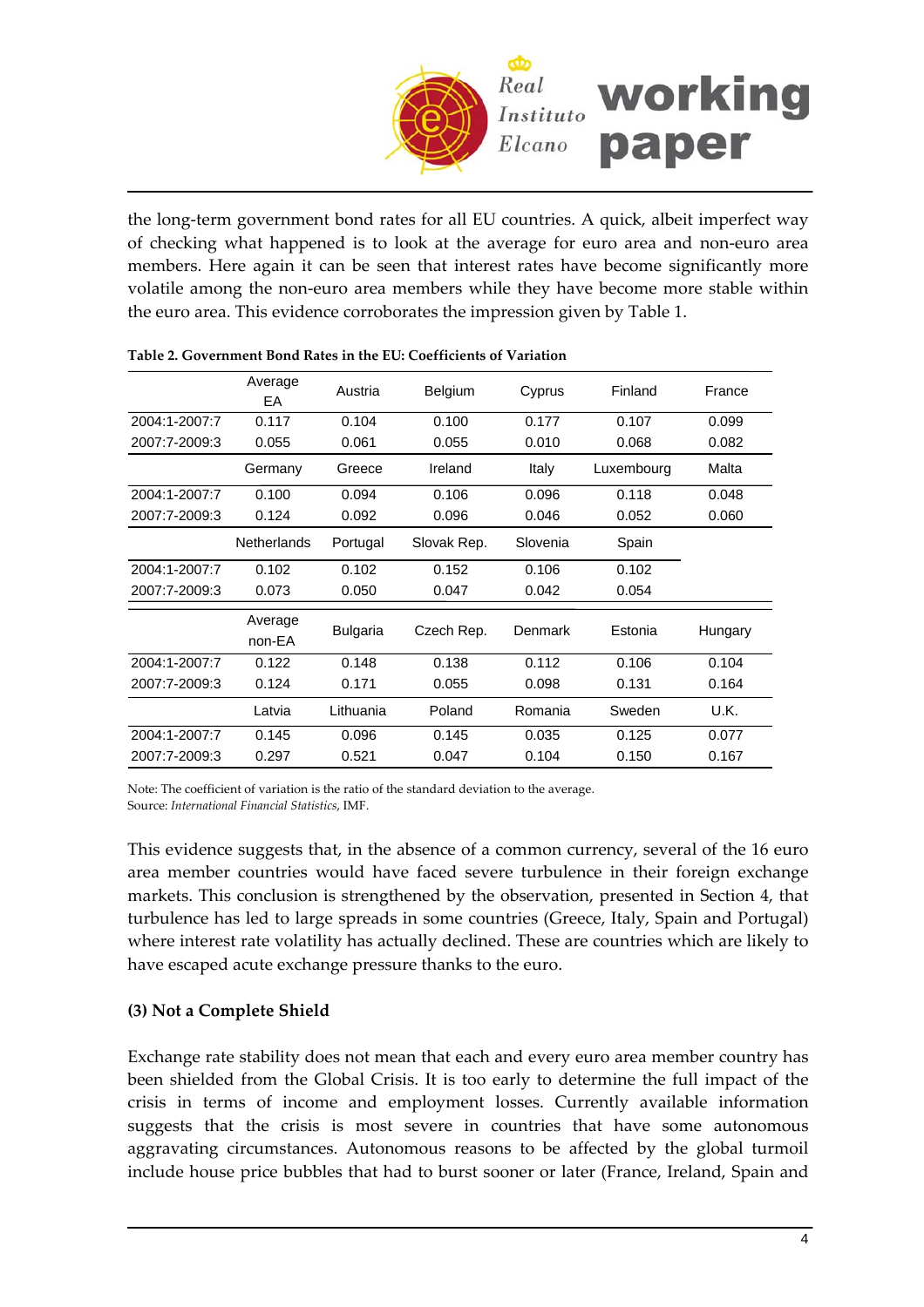the long-term government bond rates for all EU countries. A quick, albeit imperfect way of checking what happened is to look at the average for euro area and non-euro area members. Here again it can be seen that interest rates have become significantly more volatile among the non-euro area members while they have become more stable within the euro area. This evidence corroborates the impression given by Table 1.

**Table 2. Government Bond Rates in the EU: Coefficients of Variation**

| | Average EA | Austria | Belgium | Cyprus | Finland | France |
|---|---|---|---|---|---|---|
| 2004:1-2007:7 | 0.117 | 0.104 | 0.100 | 0.177 | 0.107 | 0.099 |
| 2007:7-2009:3 | 0.055 | 0.061 | 0.055 | 0.010 | 0.068 | 0.082 |
| | Germany | Greece | Ireland | Italy | Luxembourg | Malta |
| 2004:1-2007:7 | 0.100 | 0.094 | 0.106 | 0.096 | 0.118 | 0.048 |
| 2007:7-2009:3 | 0.124 | 0.092 | 0.096 | 0.046 | 0.052 | 0.060 |
| | Netherlands | Portugal | Slovak Rep. | Slovenia | Spain | |
| 2004:1-2007:7 | 0.102 | 0.102 | 0.152 | 0.106 | 0.102 | |
| 2007:7-2009:3 | 0.073 | 0.050 | 0.047 | 0.042 | 0.054 | |
| | Average non-EA | Bulgaria | Czech Rep. | Denmark | Estonia | Hungary |
| 2004:1-2007:7 | 0.122 | 0.148 | 0.138 | 0.112 | 0.106 | 0.104 |
| 2007:7-2009:3 | 0.124 | 0.171 | 0.055 | 0.098 | 0.131 | 0.164 |
| | Latvia | Lithuania | Poland | Romania | Sweden | U.K. |
| 2004:1-2007:7 | 0.145 | 0.096 | 0.145 | 0.035 | 0.125 | 0.077 |
| 2007:7-2009:3 | 0.297 | 0.521 | 0.047 | 0.104 | 0.150 | 0.167 |

Note: The coefficient of variation is the ratio of the standard deviation to the average.
Source: *International Financial Statistics*, IMF.

This evidence suggests that, in the absence of a common currency, several of the 16 euro area member countries would have faced severe turbulence in their foreign exchange markets. This conclusion is strengthened by the observation, presented in Section 4, that turbulence has led to large spreads in some countries (Greece, Italy, Spain and Portugal) where interest rate volatility has actually declined. These are countries which are likely to have escaped acute exchange pressure thanks to the euro.

**(3) Not a Complete Shield**

Exchange rate stability does not mean that each and every euro area member country has been shielded from the Global Crisis. It is too early to determine the full impact of the crisis in terms of income and employment losses. Currently available information suggests that the crisis is most severe in countries that have some autonomous aggravating circumstances. Autonomous reasons to be affected by the global turmoil include house price bubbles that had to burst sooner or later (France, Ireland, Spain and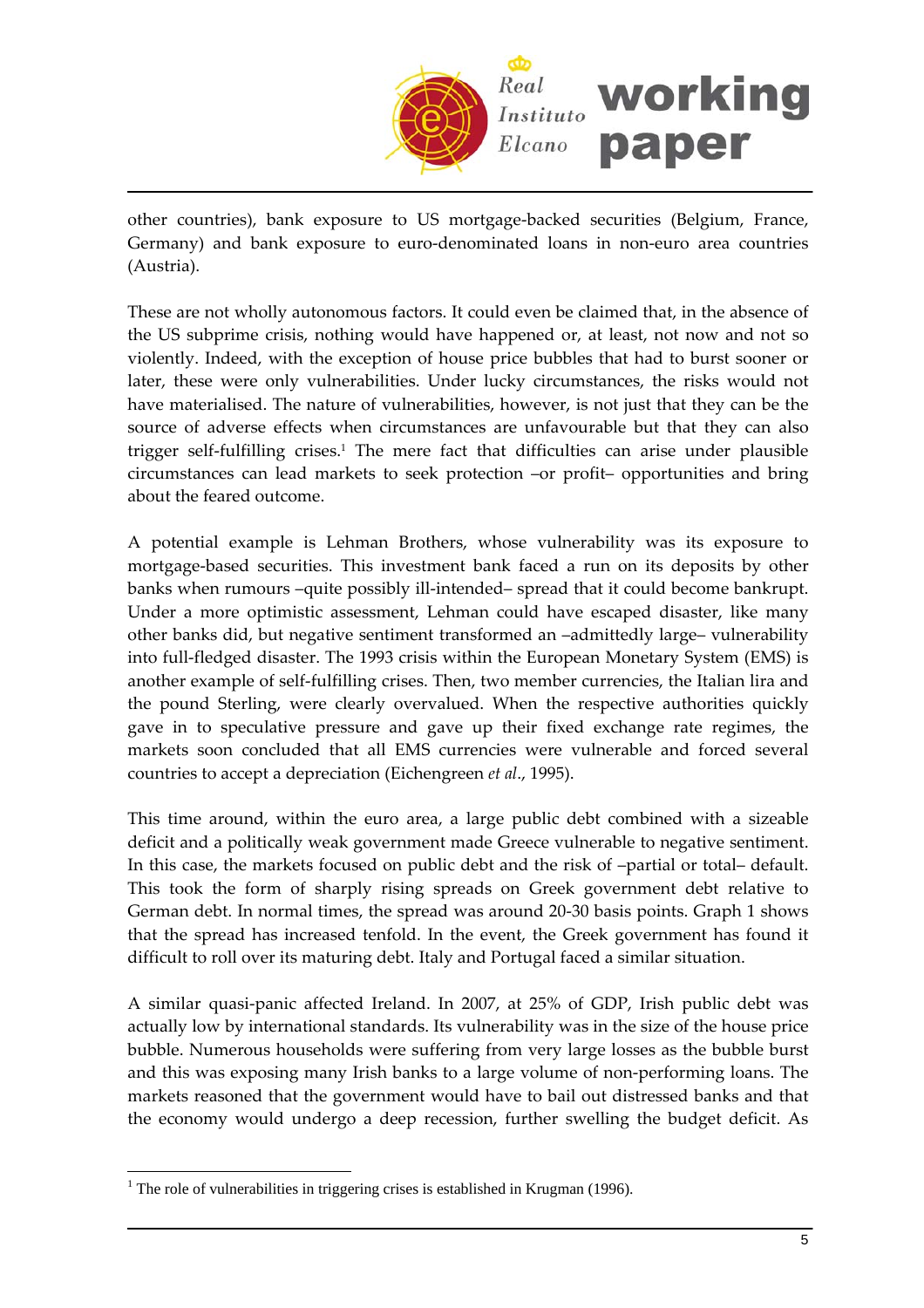other countries), bank exposure to US mortgage-backed securities (Belgium, France, Germany) and bank exposure to euro-denominated loans in non-euro area countries (Austria).

These are not wholly autonomous factors. It could even be claimed that, in the absence of the US subprime crisis, nothing would have happened or, at least, not now and not so violently. Indeed, with the exception of house price bubbles that had to burst sooner or later, these were only vulnerabilities. Under lucky circumstances, the risks would not have materialised. The nature of vulnerabilities, however, is not just that they can be the source of adverse effects when circumstances are unfavourable but that they can also trigger self-fulfilling crises.[1] The mere fact that difficulties can arise under plausible circumstances can lead markets to seek protection –or profit– opportunities and bring about the feared outcome.

A potential example is Lehman Brothers, whose vulnerability was its exposure to mortgage-based securities. This investment bank faced a run on its deposits by other banks when rumours –quite possibly ill-intended– spread that it could become bankrupt. Under a more optimistic assessment, Lehman could have escaped disaster, like many other banks did, but negative sentiment transformed an –admittedly large– vulnerability into full-fledged disaster. The 1993 crisis within the European Monetary System (EMS) is another example of self-fulfilling crises. Then, two member currencies, the Italian lira and the pound Sterling, were clearly overvalued. When the respective authorities quickly gave in to speculative pressure and gave up their fixed exchange rate regimes, the markets soon concluded that all EMS currencies were vulnerable and forced several countries to accept a depreciation (Eichengreen *et al*., 1995).

This time around, within the euro area, a large public debt combined with a sizeable deficit and a politically weak government made Greece vulnerable to negative sentiment. In this case, the markets focused on public debt and the risk of –partial or total– default. This took the form of sharply rising spreads on Greek government debt relative to German debt. In normal times, the spread was around 20-30 basis points. Graph 1 shows that the spread has increased tenfold. In the event, the Greek government has found it difficult to roll over its maturing debt. Italy and Portugal faced a similar situation.

A similar quasi-panic affected Ireland. In 2007, at 25% of GDP, Irish public debt was actually low by international standards. Its vulnerability was in the size of the house price bubble. Numerous households were suffering from very large losses as the bubble burst and this was exposing many Irish banks to a large volume of non-performing loans. The markets reasoned that the government would have to bail out distressed banks and that the economy would undergo a deep recession, further swelling the budget deficit. As

[1] The role of vulnerabilities in triggering crises is established in Krugman (1996).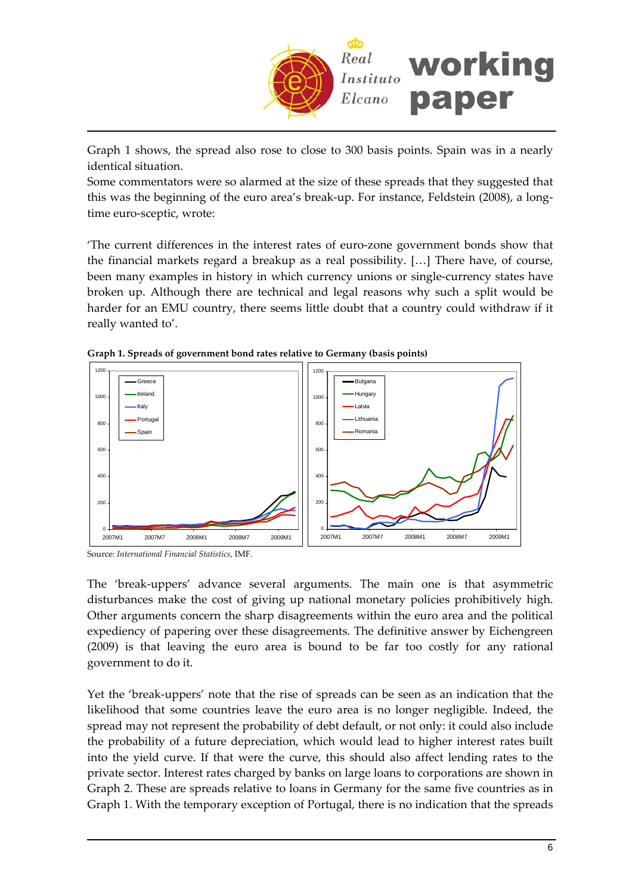Graph 1 shows, the spread also rose to close to 300 basis points. Spain was in a nearly identical situation.

Some commentators were so alarmed at the size of these spreads that they suggested that this was the beginning of the euro area's break-up. For instance, Feldstein (2008), a long-time euro-sceptic, wrote:

'The current differences in the interest rates of euro-zone government bonds show that the financial markets regard a breakup as a real possibility. […] There have, of course, been many examples in history in which currency unions or single-currency states have broken up. Although there are technical and legal reasons why such a split would be harder for an EMU country, there seems little doubt that a country could withdraw if it really wanted to'.

**Graph 1. Spreads of government bond rates relative to Germany (basis points)**

Source: *International Financial Statistics*, IMF.

The 'break-uppers' advance several arguments. The main one is that asymmetric disturbances make the cost of giving up national monetary policies prohibitively high. Other arguments concern the sharp disagreements within the euro area and the political expediency of papering over these disagreements. The definitive answer by Eichengreen (2009) is that leaving the euro area is bound to be far too costly for any rational government to do it.

Yet the 'break-uppers' note that the rise of spreads can be seen as an indication that the likelihood that some countries leave the euro area is no longer negligible. Indeed, the spread may not represent the probability of debt default, or not only: it could also include the probability of a future depreciation, which would lead to higher interest rates built into the yield curve. If that were the curve, this should also affect lending rates to the private sector. Interest rates charged by banks on large loans to corporations are shown in Graph 2. These are spreads relative to loans in Germany for the same five countries as in Graph 1. With the temporary exception of Portugal, there is no indication that the spreads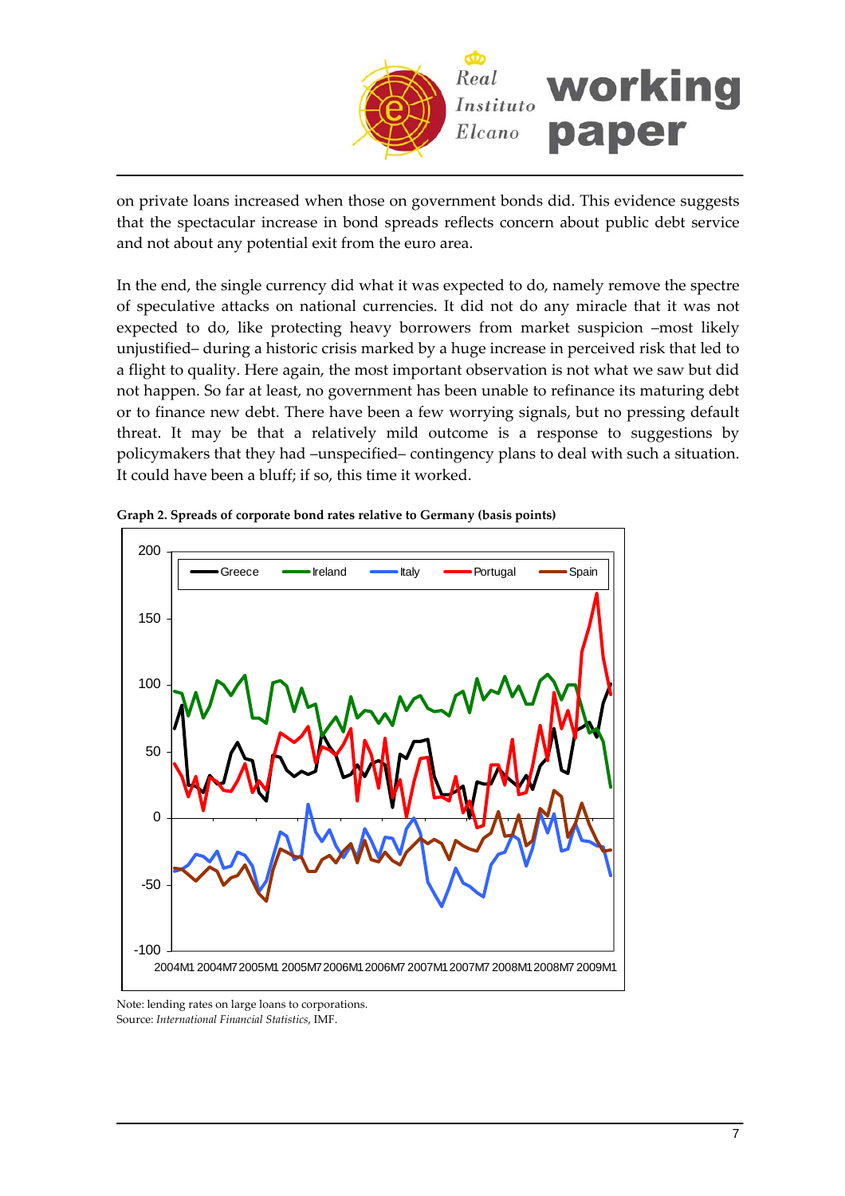on private loans increased when those on government bonds did. This evidence suggests that the spectacular increase in bond spreads reflects concern about public debt service and not about any potential exit from the euro area.

In the end, the single currency did what it was expected to do, namely remove the spectre of speculative attacks on national currencies. It did not do any miracle that it was not expected to do, like protecting heavy borrowers from market suspicion –most likely unjustified– during a historic crisis marked by a huge increase in perceived risk that led to a flight to quality. Here again, the most important observation is not what we saw but did not happen. So far at least, no government has been unable to refinance its maturing debt or to finance new debt. There have been a few worrying signals, but no pressing default threat. It may be that a relatively mild outcome is a response to suggestions by policymakers that they had –unspecified– contingency plans to deal with such a situation. It could have been a bluff; if so, this time it worked.

**Graph 2. Spreads of corporate bond rates relative to Germany (basis points)**

Note: lending rates on large loans to corporations.
Source: *International Financial Statistics*, IMF.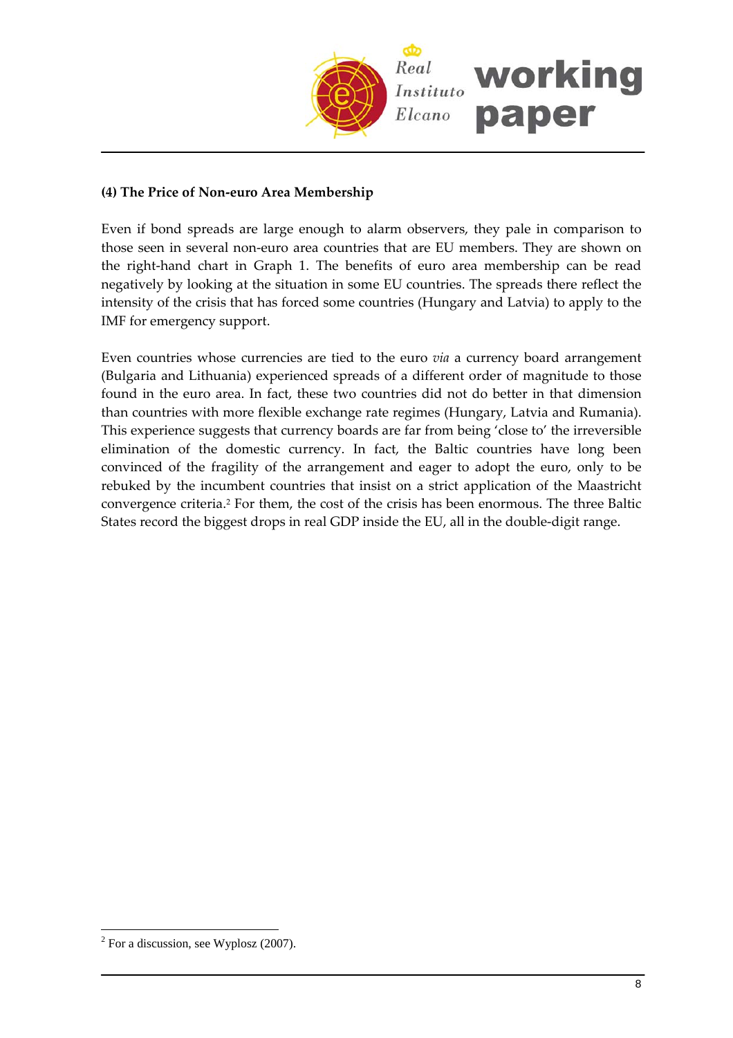**(4) The Price of Non-euro Area Membership**

Even if bond spreads are large enough to alarm observers, they pale in comparison to those seen in several non-euro area countries that are EU members. They are shown on the right-hand chart in Graph 1. The benefits of euro area membership can be read negatively by looking at the situation in some EU countries. The spreads there reflect the intensity of the crisis that has forced some countries (Hungary and Latvia) to apply to the IMF for emergency support.

Even countries whose currencies are tied to the euro *via* a currency board arrangement (Bulgaria and Lithuania) experienced spreads of a different order of magnitude to those found in the euro area. In fact, these two countries did not do better in that dimension than countries with more flexible exchange rate regimes (Hungary, Latvia and Rumania). This experience suggests that currency boards are far from being 'close to' the irreversible elimination of the domestic currency. In fact, the Baltic countries have long been convinced of the fragility of the arrangement and eager to adopt the euro, only to be rebuked by the incumbent countries that insist on a strict application of the Maastricht convergence criteria.[2] For them, the cost of the crisis has been enormous. The three Baltic States record the biggest drops in real GDP inside the EU, all in the double-digit range.

---

[2] For a discussion, see Wyplosz (2007).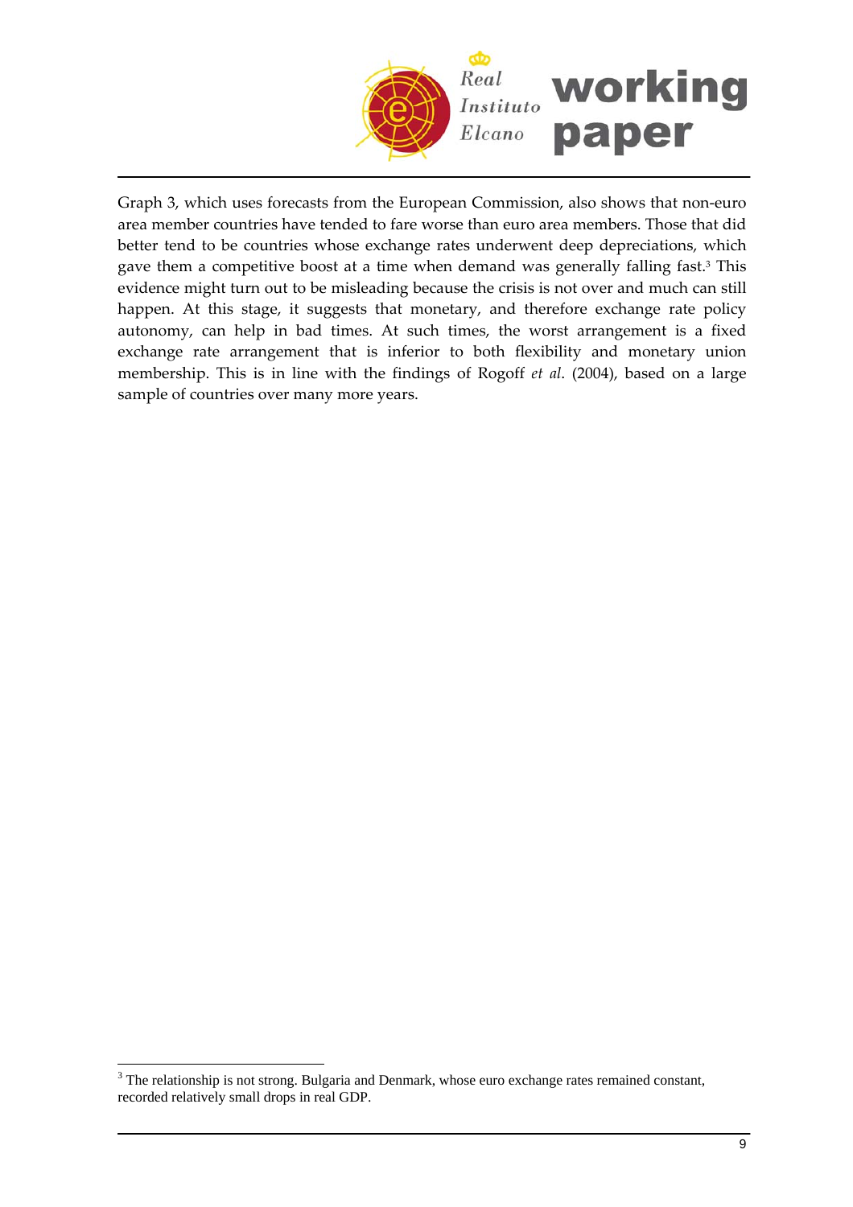Graph 3, which uses forecasts from the European Commission, also shows that non-euro area member countries have tended to fare worse than euro area members. Those that did better tend to be countries whose exchange rates underwent deep depreciations, which gave them a competitive boost at a time when demand was generally falling fast.[3] This evidence might turn out to be misleading because the crisis is not over and much can still happen. At this stage, it suggests that monetary, and therefore exchange rate policy autonomy, can help in bad times. At such times, the worst arrangement is a fixed exchange rate arrangement that is inferior to both flexibility and monetary union membership. This is in line with the findings of Rogoff *et al*. (2004), based on a large sample of countries over many more years.

[3] The relationship is not strong. Bulgaria and Denmark, whose euro exchange rates remained constant, recorded relatively small drops in real GDP.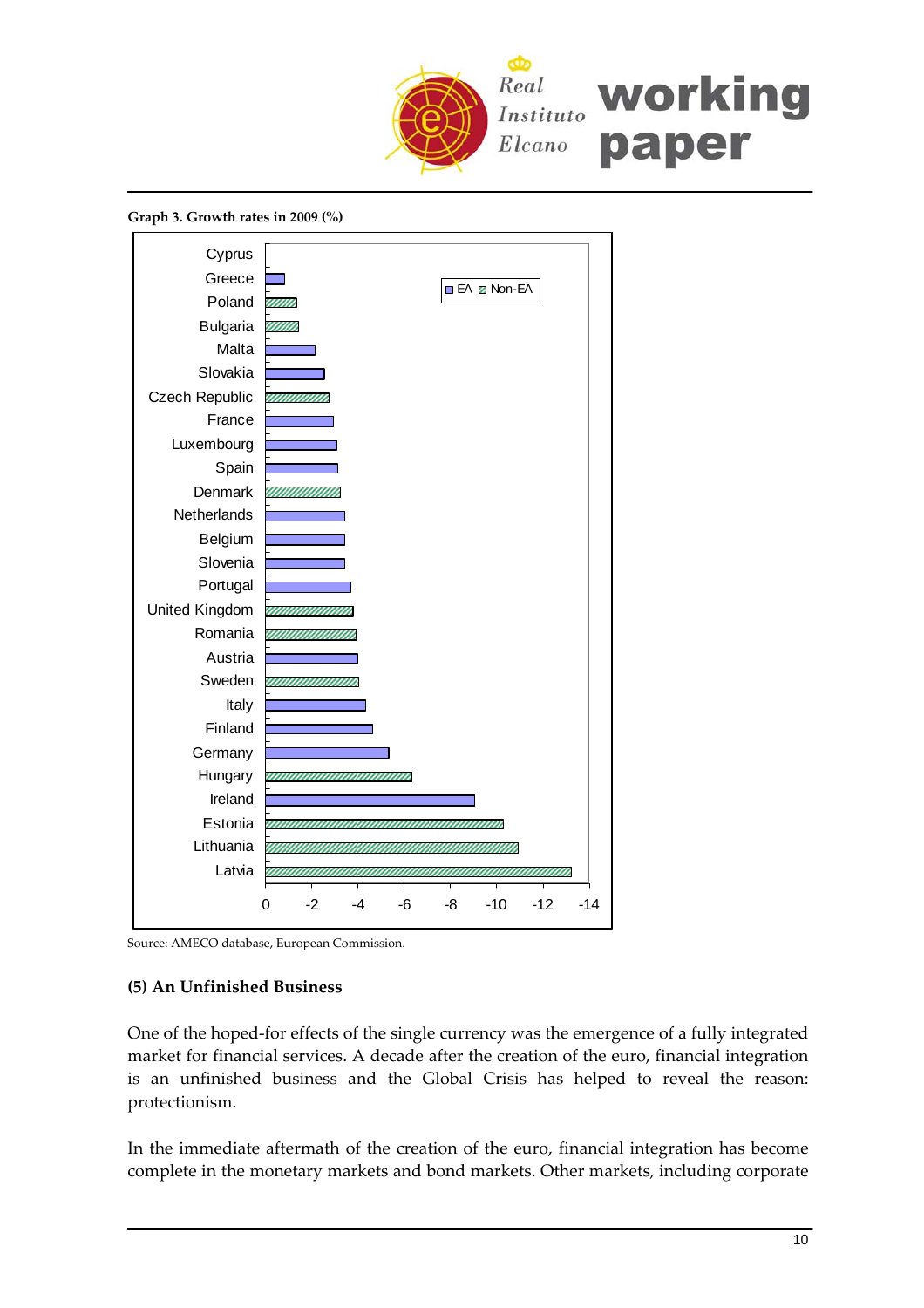**Graph 3. Growth rates in 2009 (%)**

Source: AMECO database, European Commission.

**(5) An Unfinished Business**

One of the hoped-for effects of the single currency was the emergence of a fully integrated market for financial services. A decade after the creation of the euro, financial integration is an unfinished business and the Global Crisis has helped to reveal the reason: protectionism.

In the immediate aftermath of the creation of the euro, financial integration has become complete in the monetary markets and bond markets. Other markets, including corporate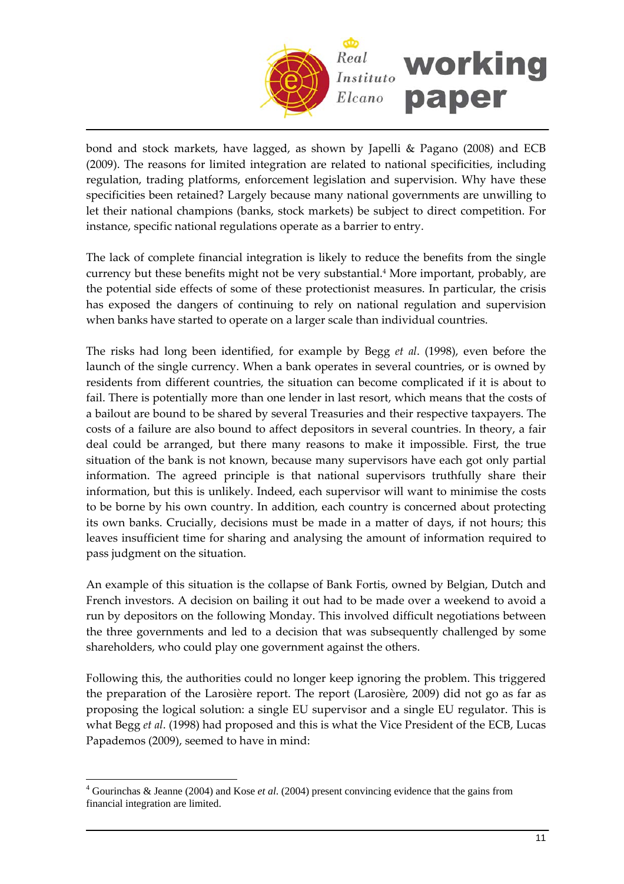bond and stock markets, have lagged, as shown by Japelli & Pagano (2008) and ECB (2009). The reasons for limited integration are related to national specificities, including regulation, trading platforms, enforcement legislation and supervision. Why have these specificities been retained? Largely because many national governments are unwilling to let their national champions (banks, stock markets) be subject to direct competition. For instance, specific national regulations operate as a barrier to entry.

The lack of complete financial integration is likely to reduce the benefits from the single currency but these benefits might not be very substantial.[4] More important, probably, are the potential side effects of some of these protectionist measures. In particular, the crisis has exposed the dangers of continuing to rely on national regulation and supervision when banks have started to operate on a larger scale than individual countries.

The risks had long been identified, for example by Begg *et al*. (1998), even before the launch of the single currency. When a bank operates in several countries, or is owned by residents from different countries, the situation can become complicated if it is about to fail. There is potentially more than one lender in last resort, which means that the costs of a bailout are bound to be shared by several Treasuries and their respective taxpayers. The costs of a failure are also bound to affect depositors in several countries. In theory, a fair deal could be arranged, but there many reasons to make it impossible. First, the true situation of the bank is not known, because many supervisors have each got only partial information. The agreed principle is that national supervisors truthfully share their information, but this is unlikely. Indeed, each supervisor will want to minimise the costs to be borne by his own country. In addition, each country is concerned about protecting its own banks. Crucially, decisions must be made in a matter of days, if not hours; this leaves insufficient time for sharing and analysing the amount of information required to pass judgment on the situation.

An example of this situation is the collapse of Bank Fortis, owned by Belgian, Dutch and French investors. A decision on bailing it out had to be made over a weekend to avoid a run by depositors on the following Monday. This involved difficult negotiations between the three governments and led to a decision that was subsequently challenged by some shareholders, who could play one government against the others.

Following this, the authorities could no longer keep ignoring the problem. This triggered the preparation of the Larosière report. The report (Larosière, 2009) did not go as far as proposing the logical solution: a single EU supervisor and a single EU regulator. This is what Begg *et al*. (1998) had proposed and this is what the Vice President of the ECB, Lucas Papademos (2009), seemed to have in mind:

---

[4] Gourinchas & Jeanne (2004) and Kose *et al*. (2004) present convincing evidence that the gains from financial integration are limited.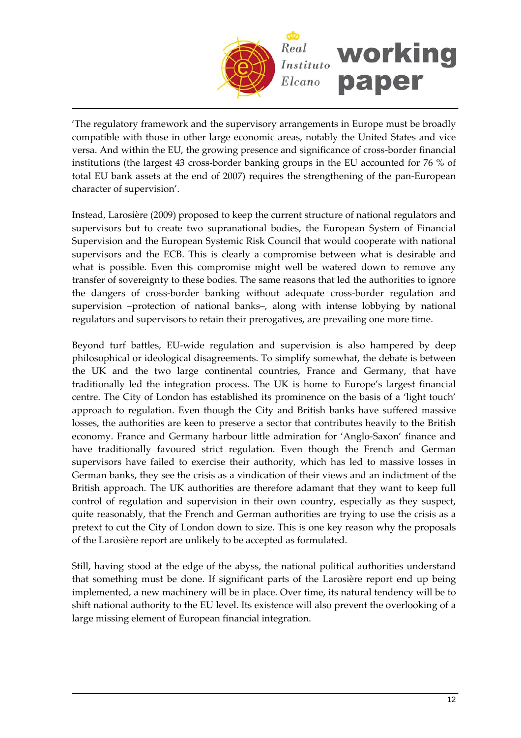'The regulatory framework and the supervisory arrangements in Europe must be broadly compatible with those in other large economic areas, notably the United States and vice versa. And within the EU, the growing presence and significance of cross-border financial institutions (the largest 43 cross-border banking groups in the EU accounted for 76 % of total EU bank assets at the end of 2007) requires the strengthening of the pan-European character of supervision'.

Instead, Larosière (2009) proposed to keep the current structure of national regulators and supervisors but to create two supranational bodies, the European System of Financial Supervision and the European Systemic Risk Council that would cooperate with national supervisors and the ECB. This is clearly a compromise between what is desirable and what is possible. Even this compromise might well be watered down to remove any transfer of sovereignty to these bodies. The same reasons that led the authorities to ignore the dangers of cross-border banking without adequate cross-border regulation and supervision –protection of national banks–, along with intense lobbying by national regulators and supervisors to retain their prerogatives, are prevailing one more time.

Beyond turf battles, EU-wide regulation and supervision is also hampered by deep philosophical or ideological disagreements. To simplify somewhat, the debate is between the UK and the two large continental countries, France and Germany, that have traditionally led the integration process. The UK is home to Europe's largest financial centre. The City of London has established its prominence on the basis of a 'light touch' approach to regulation. Even though the City and British banks have suffered massive losses, the authorities are keen to preserve a sector that contributes heavily to the British economy. France and Germany harbour little admiration for 'Anglo-Saxon' finance and have traditionally favoured strict regulation. Even though the French and German supervisors have failed to exercise their authority, which has led to massive losses in German banks, they see the crisis as a vindication of their views and an indictment of the British approach. The UK authorities are therefore adamant that they want to keep full control of regulation and supervision in their own country, especially as they suspect, quite reasonably, that the French and German authorities are trying to use the crisis as a pretext to cut the City of London down to size. This is one key reason why the proposals of the Larosière report are unlikely to be accepted as formulated.

Still, having stood at the edge of the abyss, the national political authorities understand that something must be done. If significant parts of the Larosière report end up being implemented, a new machinery will be in place. Over time, its natural tendency will be to shift national authority to the EU level. Its existence will also prevent the overlooking of a large missing element of European financial integration.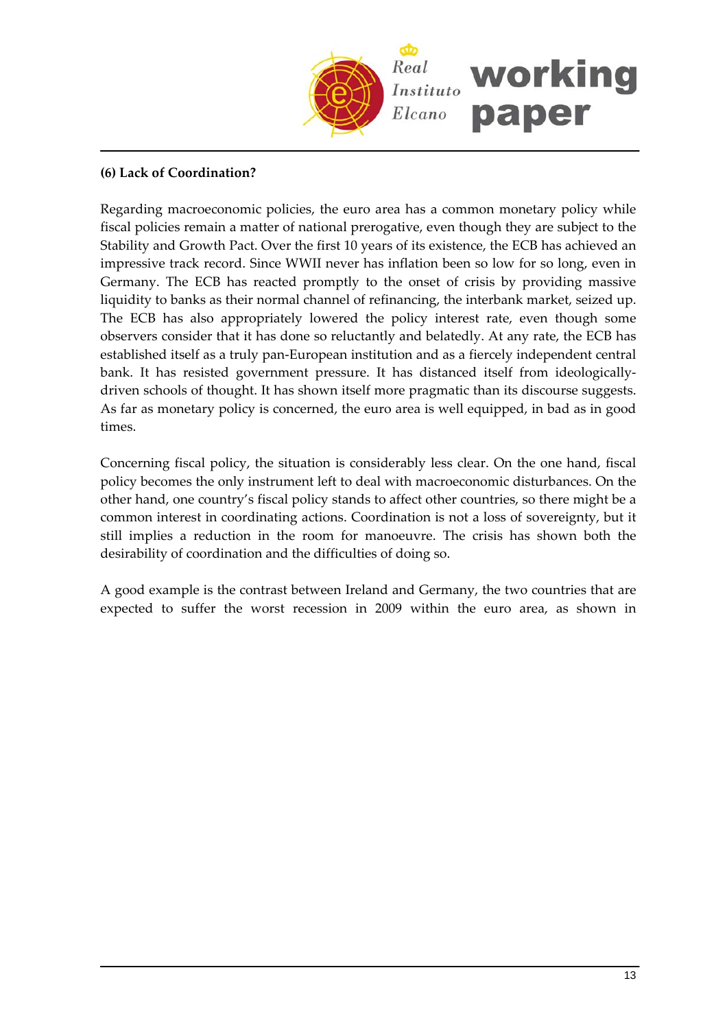**(6) Lack of Coordination?**

Regarding macroeconomic policies, the euro area has a common monetary policy while fiscal policies remain a matter of national prerogative, even though they are subject to the Stability and Growth Pact. Over the first 10 years of its existence, the ECB has achieved an impressive track record. Since WWII never has inflation been so low for so long, even in Germany. The ECB has reacted promptly to the onset of crisis by providing massive liquidity to banks as their normal channel of refinancing, the interbank market, seized up. The ECB has also appropriately lowered the policy interest rate, even though some observers consider that it has done so reluctantly and belatedly. At any rate, the ECB has established itself as a truly pan-European institution and as a fiercely independent central bank. It has resisted government pressure. It has distanced itself from ideologically-driven schools of thought. It has shown itself more pragmatic than its discourse suggests. As far as monetary policy is concerned, the euro area is well equipped, in bad as in good times.

Concerning fiscal policy, the situation is considerably less clear. On the one hand, fiscal policy becomes the only instrument left to deal with macroeconomic disturbances. On the other hand, one country's fiscal policy stands to affect other countries, so there might be a common interest in coordinating actions. Coordination is not a loss of sovereignty, but it still implies a reduction in the room for manoeuvre. The crisis has shown both the desirability of coordination and the difficulties of doing so.

A good example is the contrast between Ireland and Germany, the two countries that are expected to suffer the worst recession in 2009 within the euro area, as shown in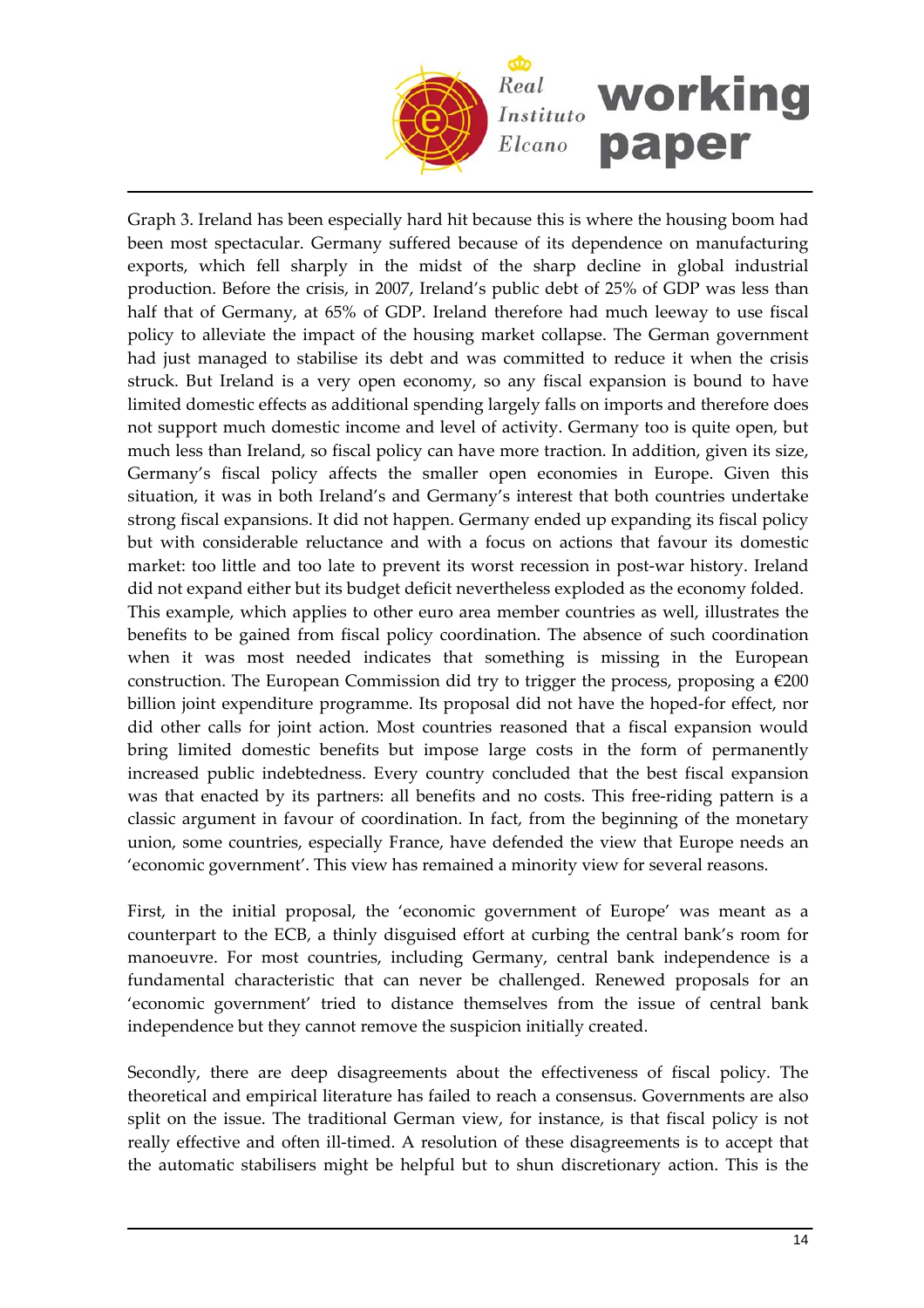Graph 3. Ireland has been especially hard hit because this is where the housing boom had been most spectacular. Germany suffered because of its dependence on manufacturing exports, which fell sharply in the midst of the sharp decline in global industrial production. Before the crisis, in 2007, Ireland's public debt of 25% of GDP was less than half that of Germany, at 65% of GDP. Ireland therefore had much leeway to use fiscal policy to alleviate the impact of the housing market collapse. The German government had just managed to stabilise its debt and was committed to reduce it when the crisis struck. But Ireland is a very open economy, so any fiscal expansion is bound to have limited domestic effects as additional spending largely falls on imports and therefore does not support much domestic income and level of activity. Germany too is quite open, but much less than Ireland, so fiscal policy can have more traction. In addition, given its size, Germany's fiscal policy affects the smaller open economies in Europe. Given this situation, it was in both Ireland's and Germany's interest that both countries undertake strong fiscal expansions. It did not happen. Germany ended up expanding its fiscal policy but with considerable reluctance and with a focus on actions that favour its domestic market: too little and too late to prevent its worst recession in post-war history. Ireland did not expand either but its budget deficit nevertheless exploded as the economy folded. This example, which applies to other euro area member countries as well, illustrates the benefits to be gained from fiscal policy coordination. The absence of such coordination when it was most needed indicates that something is missing in the European construction. The European Commission did try to trigger the process, proposing a €200 billion joint expenditure programme. Its proposal did not have the hoped-for effect, nor did other calls for joint action. Most countries reasoned that a fiscal expansion would bring limited domestic benefits but impose large costs in the form of permanently increased public indebtedness. Every country concluded that the best fiscal expansion was that enacted by its partners: all benefits and no costs. This free-riding pattern is a classic argument in favour of coordination. In fact, from the beginning of the monetary union, some countries, especially France, have defended the view that Europe needs an 'economic government'. This view has remained a minority view for several reasons.

First, in the initial proposal, the 'economic government of Europe' was meant as a counterpart to the ECB, a thinly disguised effort at curbing the central bank's room for manoeuvre. For most countries, including Germany, central bank independence is a fundamental characteristic that can never be challenged. Renewed proposals for an 'economic government' tried to distance themselves from the issue of central bank independence but they cannot remove the suspicion initially created.

Secondly, there are deep disagreements about the effectiveness of fiscal policy. The theoretical and empirical literature has failed to reach a consensus. Governments are also split on the issue. The traditional German view, for instance, is that fiscal policy is not really effective and often ill-timed. A resolution of these disagreements is to accept that the automatic stabilisers might be helpful but to shun discretionary action. This is the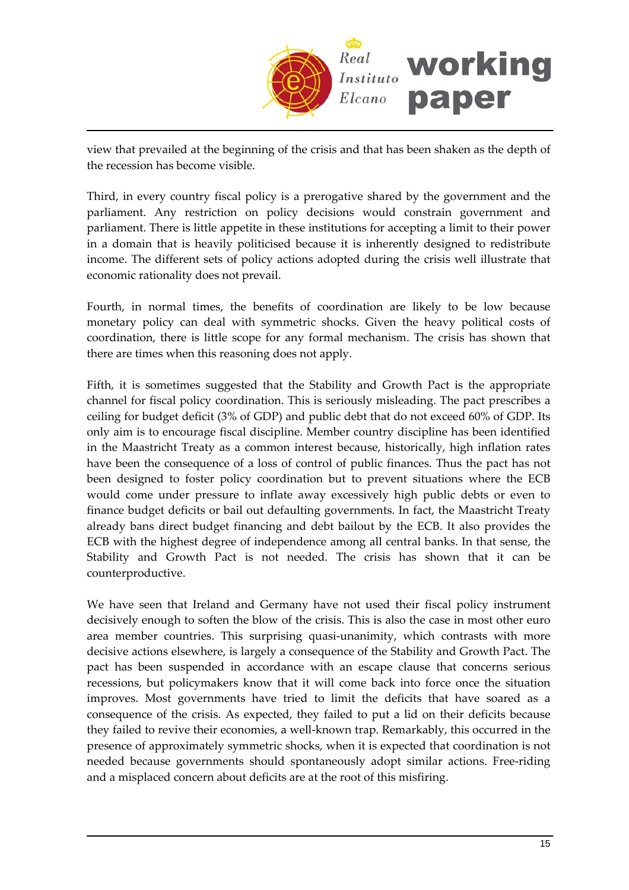view that prevailed at the beginning of the crisis and that has been shaken as the depth of the recession has become visible.

Third, in every country fiscal policy is a prerogative shared by the government and the parliament. Any restriction on policy decisions would constrain government and parliament. There is little appetite in these institutions for accepting a limit to their power in a domain that is heavily politicised because it is inherently designed to redistribute income. The different sets of policy actions adopted during the crisis well illustrate that economic rationality does not prevail.

Fourth, in normal times, the benefits of coordination are likely to be low because monetary policy can deal with symmetric shocks. Given the heavy political costs of coordination, there is little scope for any formal mechanism. The crisis has shown that there are times when this reasoning does not apply.

Fifth, it is sometimes suggested that the Stability and Growth Pact is the appropriate channel for fiscal policy coordination. This is seriously misleading. The pact prescribes a ceiling for budget deficit (3% of GDP) and public debt that do not exceed 60% of GDP. Its only aim is to encourage fiscal discipline. Member country discipline has been identified in the Maastricht Treaty as a common interest because, historically, high inflation rates have been the consequence of a loss of control of public finances. Thus the pact has not been designed to foster policy coordination but to prevent situations where the ECB would come under pressure to inflate away excessively high public debts or even to finance budget deficits or bail out defaulting governments. In fact, the Maastricht Treaty already bans direct budget financing and debt bailout by the ECB. It also provides the ECB with the highest degree of independence among all central banks. In that sense, the Stability and Growth Pact is not needed. The crisis has shown that it can be counterproductive.

We have seen that Ireland and Germany have not used their fiscal policy instrument decisively enough to soften the blow of the crisis. This is also the case in most other euro area member countries. This surprising quasi-unanimity, which contrasts with more decisive actions elsewhere, is largely a consequence of the Stability and Growth Pact. The pact has been suspended in accordance with an escape clause that concerns serious recessions, but policymakers know that it will come back into force once the situation improves. Most governments have tried to limit the deficits that have soared as a consequence of the crisis. As expected, they failed to put a lid on their deficits because they failed to revive their economies, a well-known trap. Remarkably, this occurred in the presence of approximately symmetric shocks, when it is expected that coordination is not needed because governments should spontaneously adopt similar actions. Free-riding and a misplaced concern about deficits are at the root of this misfiring.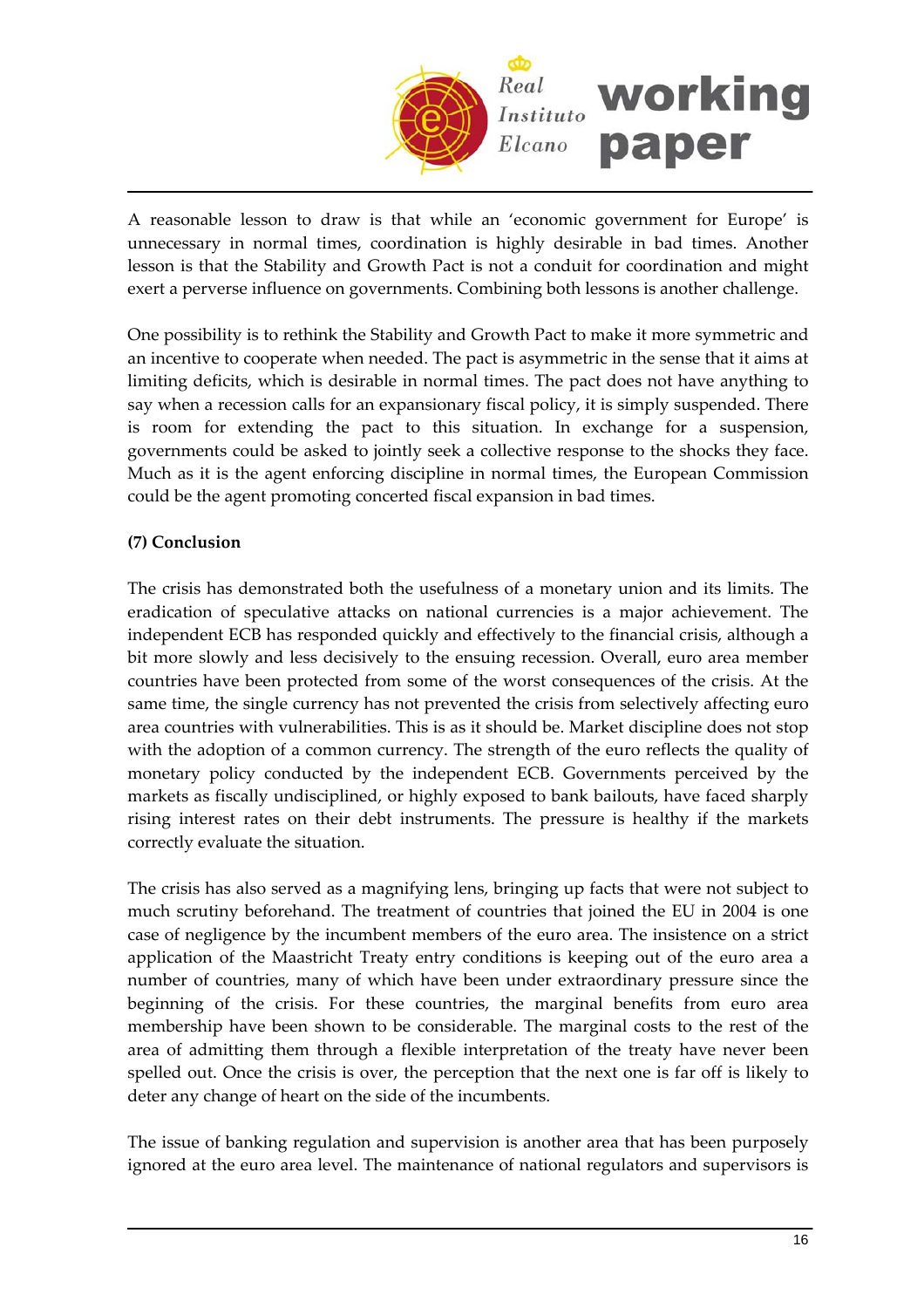A reasonable lesson to draw is that while an 'economic government for Europe' is unnecessary in normal times, coordination is highly desirable in bad times. Another lesson is that the Stability and Growth Pact is not a conduit for coordination and might exert a perverse influence on governments. Combining both lessons is another challenge.

One possibility is to rethink the Stability and Growth Pact to make it more symmetric and an incentive to cooperate when needed. The pact is asymmetric in the sense that it aims at limiting deficits, which is desirable in normal times. The pact does not have anything to say when a recession calls for an expansionary fiscal policy, it is simply suspended. There is room for extending the pact to this situation. In exchange for a suspension, governments could be asked to jointly seek a collective response to the shocks they face. Much as it is the agent enforcing discipline in normal times, the European Commission could be the agent promoting concerted fiscal expansion in bad times.

**(7) Conclusion**

The crisis has demonstrated both the usefulness of a monetary union and its limits. The eradication of speculative attacks on national currencies is a major achievement. The independent ECB has responded quickly and effectively to the financial crisis, although a bit more slowly and less decisively to the ensuing recession. Overall, euro area member countries have been protected from some of the worst consequences of the crisis. At the same time, the single currency has not prevented the crisis from selectively affecting euro area countries with vulnerabilities. This is as it should be. Market discipline does not stop with the adoption of a common currency. The strength of the euro reflects the quality of monetary policy conducted by the independent ECB. Governments perceived by the markets as fiscally undisciplined, or highly exposed to bank bailouts, have faced sharply rising interest rates on their debt instruments. The pressure is healthy if the markets correctly evaluate the situation.

The crisis has also served as a magnifying lens, bringing up facts that were not subject to much scrutiny beforehand. The treatment of countries that joined the EU in 2004 is one case of negligence by the incumbent members of the euro area. The insistence on a strict application of the Maastricht Treaty entry conditions is keeping out of the euro area a number of countries, many of which have been under extraordinary pressure since the beginning of the crisis. For these countries, the marginal benefits from euro area membership have been shown to be considerable. The marginal costs to the rest of the area of admitting them through a flexible interpretation of the treaty have never been spelled out. Once the crisis is over, the perception that the next one is far off is likely to deter any change of heart on the side of the incumbents.

The issue of banking regulation and supervision is another area that has been purposely ignored at the euro area level. The maintenance of national regulators and supervisors is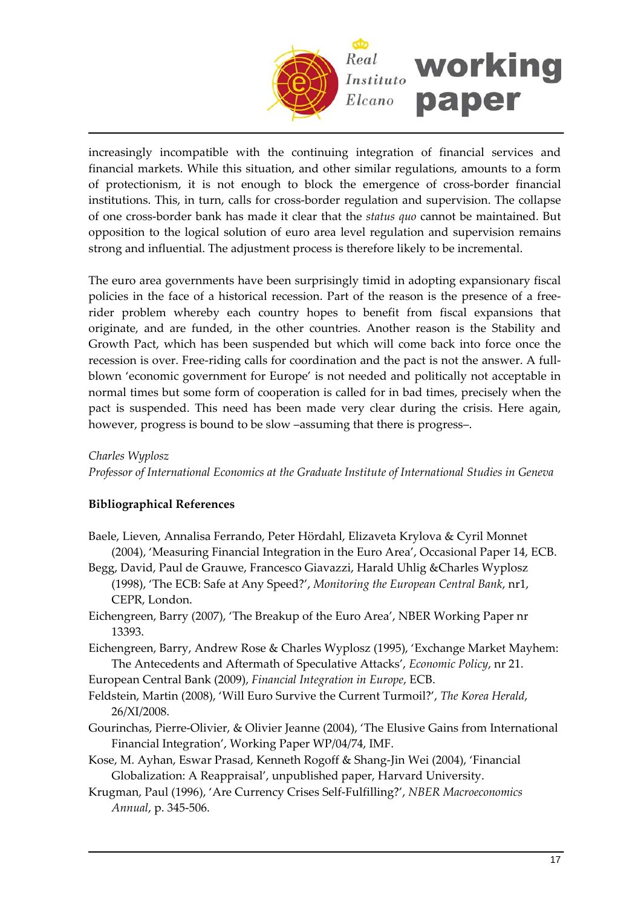increasingly incompatible with the continuing integration of financial services and financial markets. While this situation, and other similar regulations, amounts to a form of protectionism, it is not enough to block the emergence of cross-border financial institutions. This, in turn, calls for cross-border regulation and supervision. The collapse of one cross-border bank has made it clear that the *status quo* cannot be maintained. But opposition to the logical solution of euro area level regulation and supervision remains strong and influential. The adjustment process is therefore likely to be incremental.

The euro area governments have been surprisingly timid in adopting expansionary fiscal policies in the face of a historical recession. Part of the reason is the presence of a free-rider problem whereby each country hopes to benefit from fiscal expansions that originate, and are funded, in the other countries. Another reason is the Stability and Growth Pact, which has been suspended but which will come back into force once the recession is over. Free-riding calls for coordination and the pact is not the answer. A full-blown 'economic government for Europe' is not needed and politically not acceptable in normal times but some form of cooperation is called for in bad times, precisely when the pact is suspended. This need has been made very clear during the crisis. Here again, however, progress is bound to be slow –assuming that there is progress–.

*Charles Wyplosz*
*Professor of International Economics at the Graduate Institute of International Studies in Geneva*

**Bibliographical References**

Baele, Lieven, Annalisa Ferrando, Peter Hördahl, Elizaveta Krylova & Cyril Monnet (2004), 'Measuring Financial Integration in the Euro Area', Occasional Paper 14, ECB.

Begg, David, Paul de Grauwe, Francesco Giavazzi, Harald Uhlig &Charles Wyplosz (1998), 'The ECB: Safe at Any Speed?', *Monitoring the European Central Bank*, nr1, CEPR, London.

Eichengreen, Barry (2007), 'The Breakup of the Euro Area', NBER Working Paper nr 13393.

Eichengreen, Barry, Andrew Rose & Charles Wyplosz (1995), 'Exchange Market Mayhem: The Antecedents and Aftermath of Speculative Attacks', *Economic Policy*, nr 21.

European Central Bank (2009), *Financial Integration in Europe*, ECB.

Feldstein, Martin (2008), 'Will Euro Survive the Current Turmoil?', *The Korea Herald*, 26/XI/2008.

Gourinchas, Pierre-Olivier, & Olivier Jeanne (2004), 'The Elusive Gains from International Financial Integration', Working Paper WP/04/74, IMF.

Kose, M. Ayhan, Eswar Prasad, Kenneth Rogoff & Shang-Jin Wei (2004), 'Financial Globalization: A Reappraisal', unpublished paper, Harvard University.

Krugman, Paul (1996), 'Are Currency Crises Self-Fulfilling?', *NBER Macroeconomics Annual*, p. 345-506.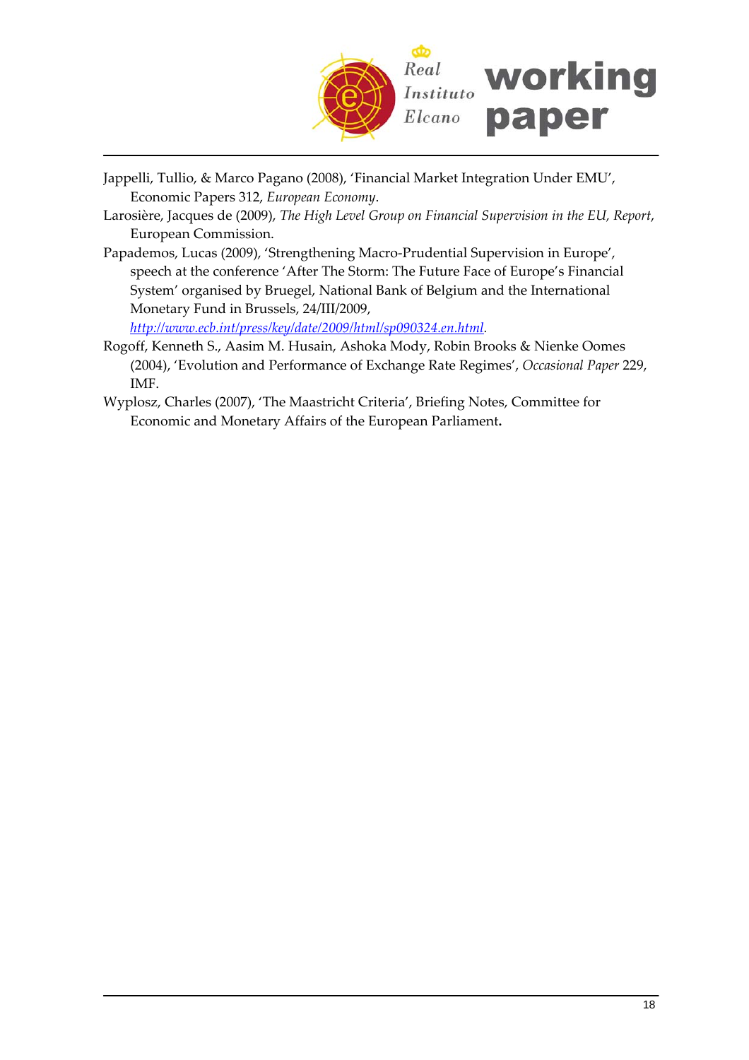Jappelli, Tullio, & Marco Pagano (2008), 'Financial Market Integration Under EMU', Economic Papers 312, *European Economy*.

Larosière, Jacques de (2009), *The High Level Group on Financial Supervision in the EU, Report*, European Commission.

Papademos, Lucas (2009), 'Strengthening Macro-Prudential Supervision in Europe', speech at the conference 'After The Storm: The Future Face of Europe's Financial System' organised by Bruegel, National Bank of Belgium and the International Monetary Fund in Brussels, 24/III/2009, http://www.ecb.int/press/key/date/2009/html/sp090324.en.html.

Rogoff, Kenneth S., Aasim M. Husain, Ashoka Mody, Robin Brooks & Nienke Oomes (2004), 'Evolution and Performance of Exchange Rate Regimes', *Occasional Paper* 229, IMF.

Wyplosz, Charles (2007), 'The Maastricht Criteria', Briefing Notes, Committee for Economic and Monetary Affairs of the European Parliament**.**